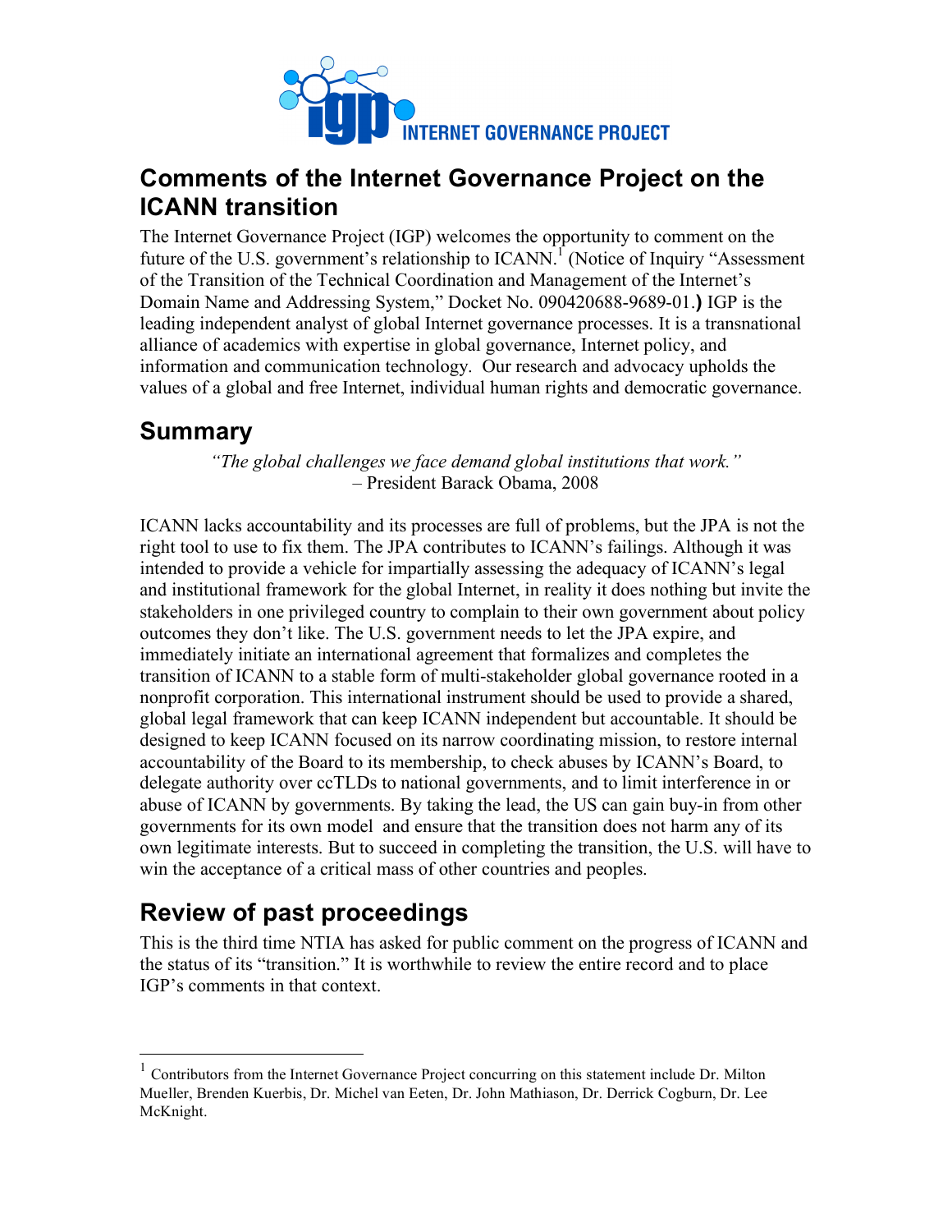INTERNET GOVERNANCE PROJECT

# Comments of the Internet Governance Project on the ICANN transition

The Internet Governance Project (IGP) welcomes the opportunity to comment on the future of the U.S. government's relationship to ICANN.[1] (Notice of Inquiry "Assessment of the Transition of the Technical Coordination and Management of the Internet's Domain Name and Addressing System," Docket No. 090420688-9689-01.**)** IGP is the leading independent analyst of global Internet governance processes. It is a transnational alliance of academics with expertise in global governance, Internet policy, and information and communication technology. Our research and advocacy upholds the values of a global and free Internet, individual human rights and democratic governance.

## Summary

*"The global challenges we face demand global institutions that work."*
– President Barack Obama, 2008

ICANN lacks accountability and its processes are full of problems, but the JPA is not the right tool to use to fix them. The JPA contributes to ICANN's failings. Although it was intended to provide a vehicle for impartially assessing the adequacy of ICANN's legal and institutional framework for the global Internet, in reality it does nothing but invite the stakeholders in one privileged country to complain to their own government about policy outcomes they don't like. The U.S. government needs to let the JPA expire, and immediately initiate an international agreement that formalizes and completes the transition of ICANN to a stable form of multi-stakeholder global governance rooted in a nonprofit corporation. This international instrument should be used to provide a shared, global legal framework that can keep ICANN independent but accountable. It should be designed to keep ICANN focused on its narrow coordinating mission, to restore internal accountability of the Board to its membership, to check abuses by ICANN's Board, to delegate authority over ccTLDs to national governments, and to limit interference in or abuse of ICANN by governments. By taking the lead, the US can gain buy-in from other governments for its own model and ensure that the transition does not harm any of its own legitimate interests. But to succeed in completing the transition, the U.S. will have to win the acceptance of a critical mass of other countries and peoples.

## Review of past proceedings

This is the third time NTIA has asked for public comment on the progress of ICANN and the status of its "transition." It is worthwhile to review the entire record and to place IGP's comments in that context.

---

[1] Contributors from the Internet Governance Project concurring on this statement include Dr. Milton Mueller, Brenden Kuerbis, Dr. Michel van Eeten, Dr. John Mathiason, Dr. Derrick Cogburn, Dr. Lee McKnight.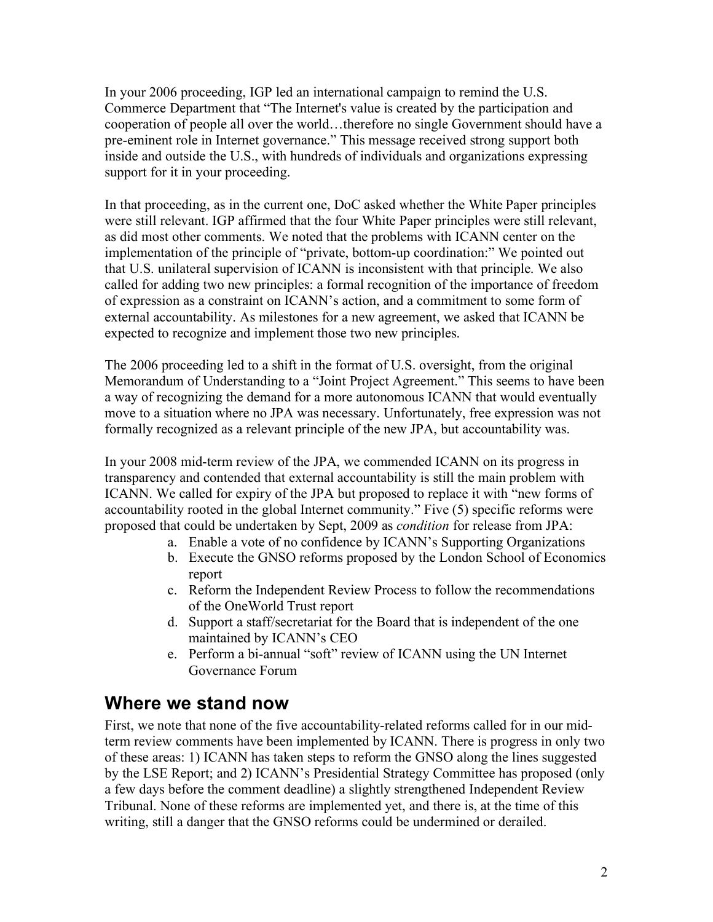In your 2006 proceeding, IGP led an international campaign to remind the U.S. Commerce Department that "The Internet's value is created by the participation and cooperation of people all over the world…therefore no single Government should have a pre-eminent role in Internet governance." This message received strong support both inside and outside the U.S., with hundreds of individuals and organizations expressing support for it in your proceeding.

In that proceeding, as in the current one, DoC asked whether the White Paper principles were still relevant. IGP affirmed that the four White Paper principles were still relevant, as did most other comments. We noted that the problems with ICANN center on the implementation of the principle of "private, bottom-up coordination:" We pointed out that U.S. unilateral supervision of ICANN is inconsistent with that principle. We also called for adding two new principles: a formal recognition of the importance of freedom of expression as a constraint on ICANN's action, and a commitment to some form of external accountability. As milestones for a new agreement, we asked that ICANN be expected to recognize and implement those two new principles.

The 2006 proceeding led to a shift in the format of U.S. oversight, from the original Memorandum of Understanding to a "Joint Project Agreement." This seems to have been a way of recognizing the demand for a more autonomous ICANN that would eventually move to a situation where no JPA was necessary. Unfortunately, free expression was not formally recognized as a relevant principle of the new JPA, but accountability was.

In your 2008 mid-term review of the JPA, we commended ICANN on its progress in transparency and contended that external accountability is still the main problem with ICANN. We called for expiry of the JPA but proposed to replace it with "new forms of accountability rooted in the global Internet community." Five (5) specific reforms were proposed that could be undertaken by Sept, 2009 as *condition* for release from JPA:

a. Enable a vote of no confidence by ICANN's Supporting Organizations
b. Execute the GNSO reforms proposed by the London School of Economics report
c. Reform the Independent Review Process to follow the recommendations of the OneWorld Trust report
d. Support a staff/secretariat for the Board that is independent of the one maintained by ICANN's CEO
e. Perform a bi-annual "soft" review of ICANN using the UN Internet Governance Forum

## Where we stand now

First, we note that none of the five accountability-related reforms called for in our mid-term review comments have been implemented by ICANN. There is progress in only two of these areas: 1) ICANN has taken steps to reform the GNSO along the lines suggested by the LSE Report; and 2) ICANN's Presidential Strategy Committee has proposed (only a few days before the comment deadline) a slightly strengthened Independent Review Tribunal. None of these reforms are implemented yet, and there is, at the time of this writing, still a danger that the GNSO reforms could be undermined or derailed.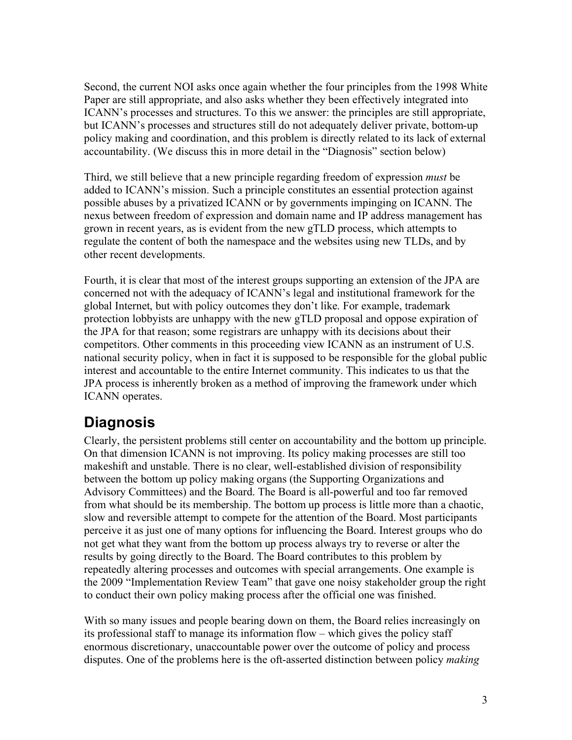Second, the current NOI asks once again whether the four principles from the 1998 White Paper are still appropriate, and also asks whether they been effectively integrated into ICANN's processes and structures. To this we answer: the principles are still appropriate, but ICANN's processes and structures still do not adequately deliver private, bottom-up policy making and coordination, and this problem is directly related to its lack of external accountability. (We discuss this in more detail in the "Diagnosis" section below)

Third, we still believe that a new principle regarding freedom of expression *must* be added to ICANN's mission. Such a principle constitutes an essential protection against possible abuses by a privatized ICANN or by governments impinging on ICANN. The nexus between freedom of expression and domain name and IP address management has grown in recent years, as is evident from the new gTLD process, which attempts to regulate the content of both the namespace and the websites using new TLDs, and by other recent developments.

Fourth, it is clear that most of the interest groups supporting an extension of the JPA are concerned not with the adequacy of ICANN's legal and institutional framework for the global Internet, but with policy outcomes they don't like. For example, trademark protection lobbyists are unhappy with the new gTLD proposal and oppose expiration of the JPA for that reason; some registrars are unhappy with its decisions about their competitors. Other comments in this proceeding view ICANN as an instrument of U.S. national security policy, when in fact it is supposed to be responsible for the global public interest and accountable to the entire Internet community. This indicates to us that the JPA process is inherently broken as a method of improving the framework under which ICANN operates.

## Diagnosis

Clearly, the persistent problems still center on accountability and the bottom up principle. On that dimension ICANN is not improving. Its policy making processes are still too makeshift and unstable. There is no clear, well-established division of responsibility between the bottom up policy making organs (the Supporting Organizations and Advisory Committees) and the Board. The Board is all-powerful and too far removed from what should be its membership. The bottom up process is little more than a chaotic, slow and reversible attempt to compete for the attention of the Board. Most participants perceive it as just one of many options for influencing the Board. Interest groups who do not get what they want from the bottom up process always try to reverse or alter the results by going directly to the Board. The Board contributes to this problem by repeatedly altering processes and outcomes with special arrangements. One example is the 2009 "Implementation Review Team" that gave one noisy stakeholder group the right to conduct their own policy making process after the official one was finished.

With so many issues and people bearing down on them, the Board relies increasingly on its professional staff to manage its information flow – which gives the policy staff enormous discretionary, unaccountable power over the outcome of policy and process disputes. One of the problems here is the oft-asserted distinction between policy *making*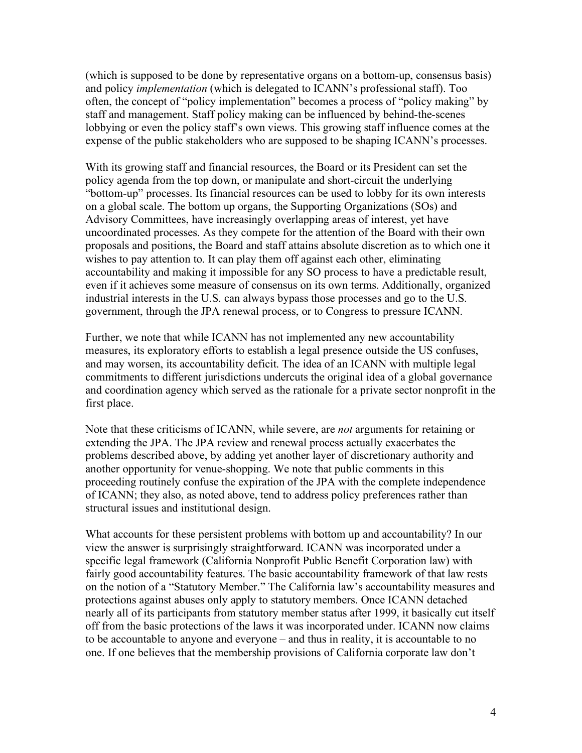(which is supposed to be done by representative organs on a bottom-up, consensus basis) and policy *implementation* (which is delegated to ICANN's professional staff). Too often, the concept of "policy implementation" becomes a process of "policy making" by staff and management. Staff policy making can be influenced by behind-the-scenes lobbying or even the policy staff's own views. This growing staff influence comes at the expense of the public stakeholders who are supposed to be shaping ICANN's processes.

With its growing staff and financial resources, the Board or its President can set the policy agenda from the top down, or manipulate and short-circuit the underlying "bottom-up" processes. Its financial resources can be used to lobby for its own interests on a global scale. The bottom up organs, the Supporting Organizations (SOs) and Advisory Committees, have increasingly overlapping areas of interest, yet have uncoordinated processes. As they compete for the attention of the Board with their own proposals and positions, the Board and staff attains absolute discretion as to which one it wishes to pay attention to. It can play them off against each other, eliminating accountability and making it impossible for any SO process to have a predictable result, even if it achieves some measure of consensus on its own terms. Additionally, organized industrial interests in the U.S. can always bypass those processes and go to the U.S. government, through the JPA renewal process, or to Congress to pressure ICANN.

Further, we note that while ICANN has not implemented any new accountability measures, its exploratory efforts to establish a legal presence outside the US confuses, and may worsen, its accountability deficit. The idea of an ICANN with multiple legal commitments to different jurisdictions undercuts the original idea of a global governance and coordination agency which served as the rationale for a private sector nonprofit in the first place.

Note that these criticisms of ICANN, while severe, are *not* arguments for retaining or extending the JPA. The JPA review and renewal process actually exacerbates the problems described above, by adding yet another layer of discretionary authority and another opportunity for venue-shopping. We note that public comments in this proceeding routinely confuse the expiration of the JPA with the complete independence of ICANN; they also, as noted above, tend to address policy preferences rather than structural issues and institutional design.

What accounts for these persistent problems with bottom up and accountability? In our view the answer is surprisingly straightforward. ICANN was incorporated under a specific legal framework (California Nonprofit Public Benefit Corporation law) with fairly good accountability features. The basic accountability framework of that law rests on the notion of a "Statutory Member." The California law's accountability measures and protections against abuses only apply to statutory members. Once ICANN detached nearly all of its participants from statutory member status after 1999, it basically cut itself off from the basic protections of the laws it was incorporated under. ICANN now claims to be accountable to anyone and everyone – and thus in reality, it is accountable to no one. If one believes that the membership provisions of California corporate law don't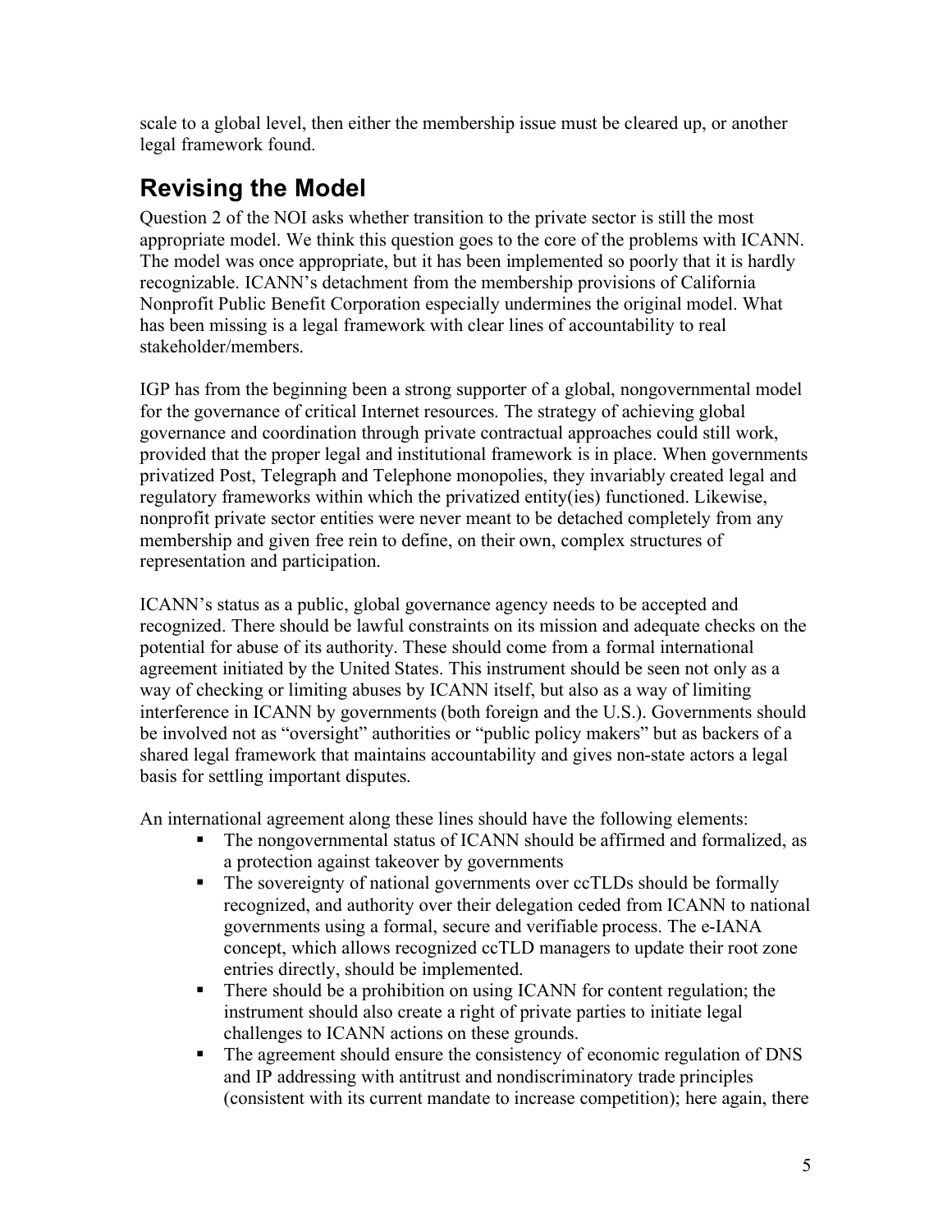scale to a global level, then either the membership issue must be cleared up, or another legal framework found.

## Revising the Model

Question 2 of the NOI asks whether transition to the private sector is still the most appropriate model. We think this question goes to the core of the problems with ICANN. The model was once appropriate, but it has been implemented so poorly that it is hardly recognizable. ICANN's detachment from the membership provisions of California Nonprofit Public Benefit Corporation especially undermines the original model. What has been missing is a legal framework with clear lines of accountability to real stakeholder/members.

IGP has from the beginning been a strong supporter of a global, nongovernmental model for the governance of critical Internet resources. The strategy of achieving global governance and coordination through private contractual approaches could still work, provided that the proper legal and institutional framework is in place. When governments privatized Post, Telegraph and Telephone monopolies, they invariably created legal and regulatory frameworks within which the privatized entity(ies) functioned. Likewise, nonprofit private sector entities were never meant to be detached completely from any membership and given free rein to define, on their own, complex structures of representation and participation.

ICANN's status as a public, global governance agency needs to be accepted and recognized. There should be lawful constraints on its mission and adequate checks on the potential for abuse of its authority. These should come from a formal international agreement initiated by the United States. This instrument should be seen not only as a way of checking or limiting abuses by ICANN itself, but also as a way of limiting interference in ICANN by governments (both foreign and the U.S.). Governments should be involved not as "oversight" authorities or "public policy makers" but as backers of a shared legal framework that maintains accountability and gives non-state actors a legal basis for settling important disputes.

An international agreement along these lines should have the following elements:

- The nongovernmental status of ICANN should be affirmed and formalized, as a protection against takeover by governments
- The sovereignty of national governments over ccTLDs should be formally recognized, and authority over their delegation ceded from ICANN to national governments using a formal, secure and verifiable process. The e-IANA concept, which allows recognized ccTLD managers to update their root zone entries directly, should be implemented.
- There should be a prohibition on using ICANN for content regulation; the instrument should also create a right of private parties to initiate legal challenges to ICANN actions on these grounds.
- The agreement should ensure the consistency of economic regulation of DNS and IP addressing with antitrust and nondiscriminatory trade principles (consistent with its current mandate to increase competition); here again, there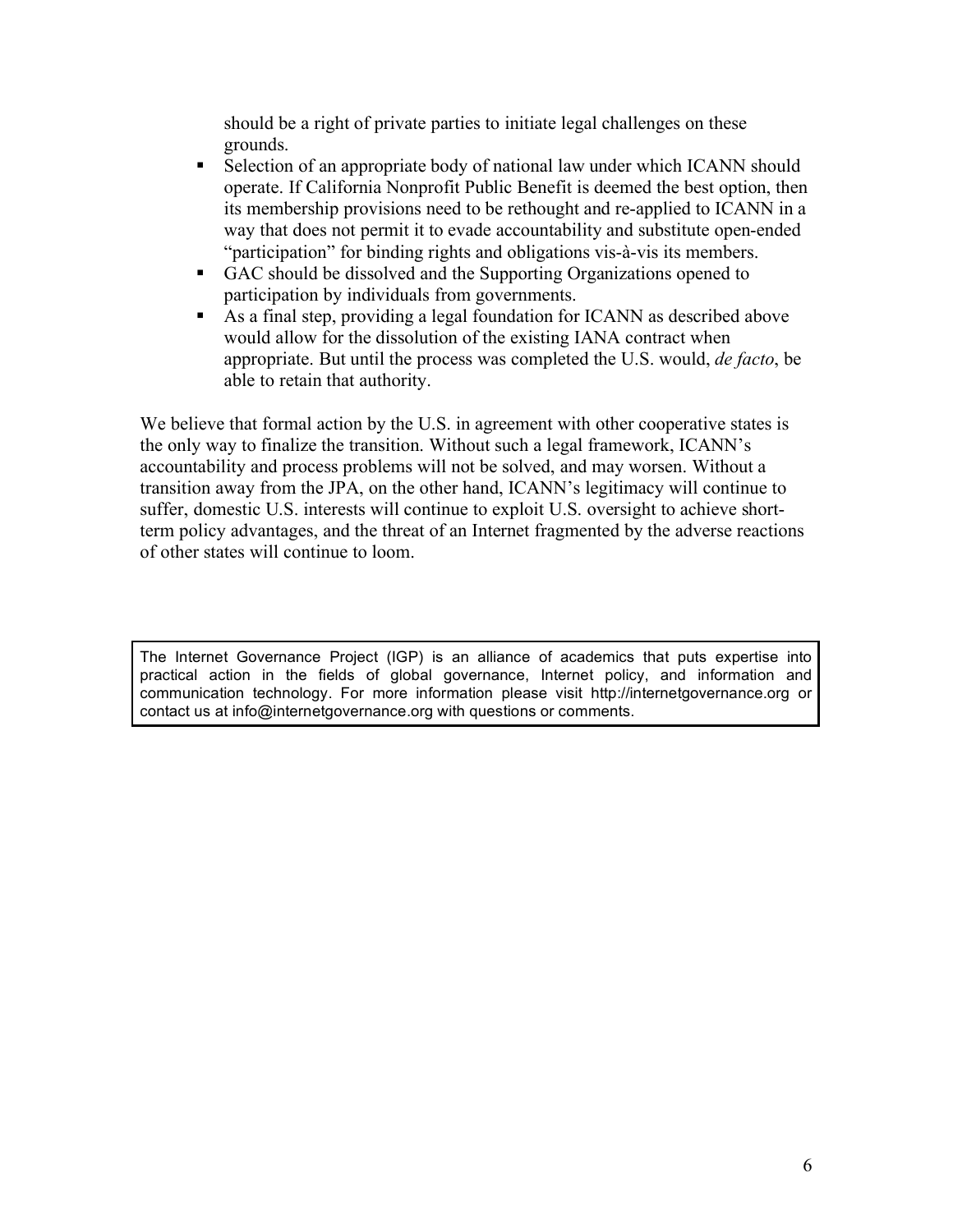should be a right of private parties to initiate legal challenges on these grounds.

- Selection of an appropriate body of national law under which ICANN should operate. If California Nonprofit Public Benefit is deemed the best option, then its membership provisions need to be rethought and re-applied to ICANN in a way that does not permit it to evade accountability and substitute open-ended "participation" for binding rights and obligations vis-à-vis its members.
- GAC should be dissolved and the Supporting Organizations opened to participation by individuals from governments.
- As a final step, providing a legal foundation for ICANN as described above would allow for the dissolution of the existing IANA contract when appropriate. But until the process was completed the U.S. would, *de facto*, be able to retain that authority.

We believe that formal action by the U.S. in agreement with other cooperative states is the only way to finalize the transition. Without such a legal framework, ICANN's accountability and process problems will not be solved, and may worsen. Without a transition away from the JPA, on the other hand, ICANN's legitimacy will continue to suffer, domestic U.S. interests will continue to exploit U.S. oversight to achieve short-term policy advantages, and the threat of an Internet fragmented by the adverse reactions of other states will continue to loom.

The Internet Governance Project (IGP) is an alliance of academics that puts expertise into practical action in the fields of global governance, Internet policy, and information and communication technology. For more information please visit http://internetgovernance.org or contact us at info@internetgovernance.org with questions or comments.